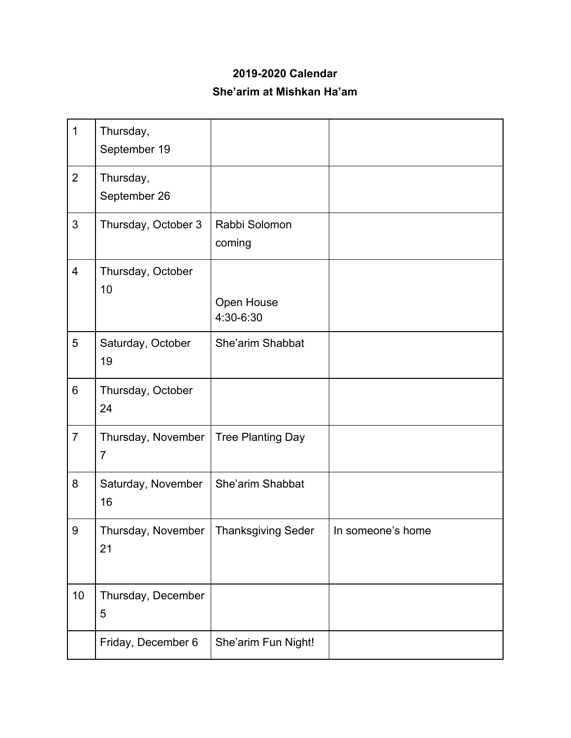**2019-2020 Calendar**

**She'arim at Mishkan Ha'am**

| | | | |
|---|---|---|---|
| 1 | Thursday, September 19 | | |
| 2 | Thursday, September 26 | | |
| 3 | Thursday, October 3 | Rabbi Solomon coming | |
| 4 | Thursday, October 10 | Open House 4:30-6:30 | |
| 5 | Saturday, October 19 | She'arim Shabbat | |
| 6 | Thursday, October 24 | | |
| 7 | Thursday, November 7 | Tree Planting Day | |
| 8 | Saturday, November 16 | She'arim Shabbat | |
| 9 | Thursday, November 21 | Thanksgiving Seder | In someone's home |
| 10 | Thursday, December 5 | | |
| | Friday, December 6 | She'arim Fun Night! | |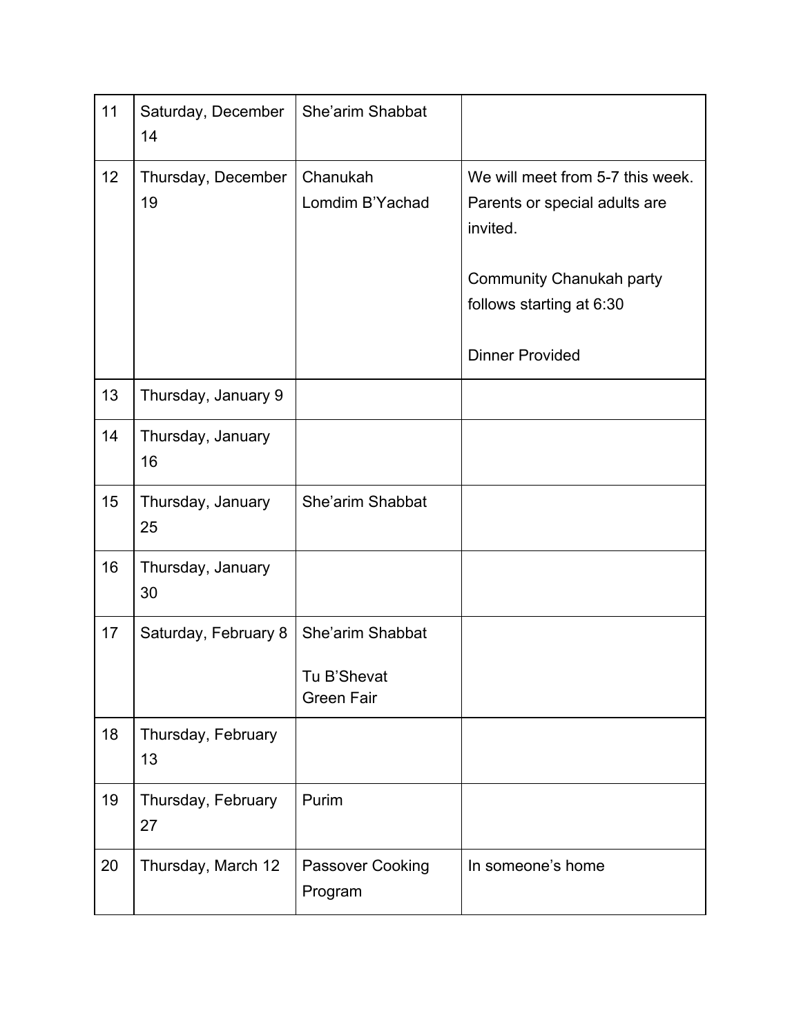| 11 | Saturday, December 14 | She'arim Shabbat | |
|---|---|---|---|
| 12 | Thursday, December 19 | Chanukah<br>Lomdim B'Yachad | We will meet from 5-7 this week. Parents or special adults are invited.<br><br>Community Chanukah party follows starting at 6:30<br><br>Dinner Provided |
| 13 | Thursday, January 9 | | |
| 14 | Thursday, January 16 | | |
| 15 | Thursday, January 25 | She'arim Shabbat | |
| 16 | Thursday, January 30 | | |
| 17 | Saturday, February 8 | She'arim Shabbat<br><br>Tu B'Shevat<br>Green Fair | |
| 18 | Thursday, February 13 | | |
| 19 | Thursday, February 27 | Purim | |
| 20 | Thursday, March 12 | Passover Cooking Program | In someone's home |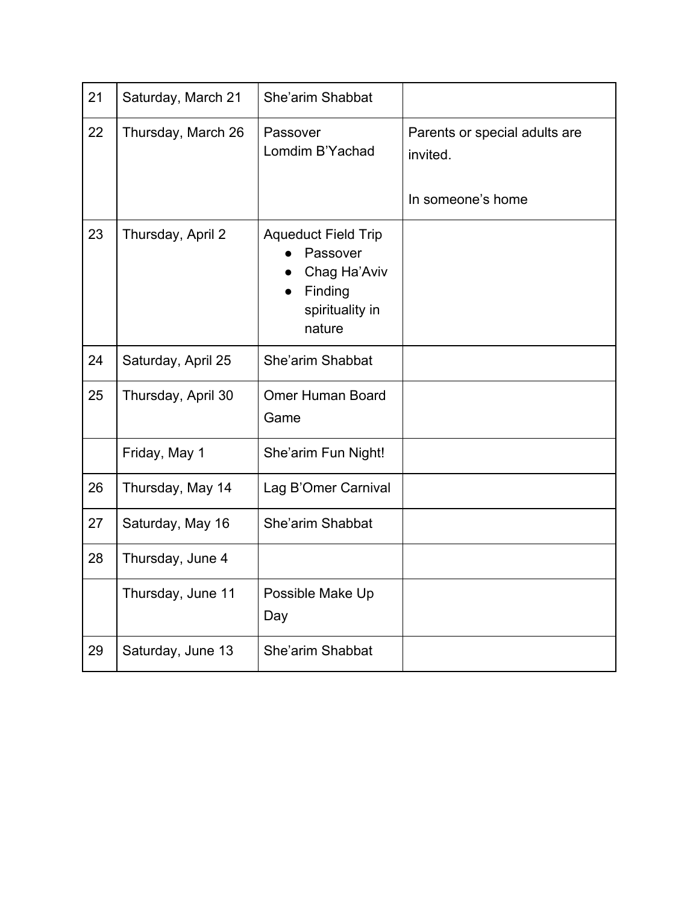| | | | |
|---|---|---|---|
| 21 | Saturday, March 21 | She'arim Shabbat | |
| 22 | Thursday, March 26 | Passover<br>Lomdim B'Yachad | Parents or special adults are invited.<br><br>In someone's home |
| 23 | Thursday, April 2 | Aqueduct Field Trip<br>• Passover<br>• Chag Ha'Aviv<br>• Finding spirituality in nature | |
| 24 | Saturday, April 25 | She'arim Shabbat | |
| 25 | Thursday, April 30 | Omer Human Board Game | |
| | Friday, May 1 | She'arim Fun Night! | |
| 26 | Thursday, May 14 | Lag B'Omer Carnival | |
| 27 | Saturday, May 16 | She'arim Shabbat | |
| 28 | Thursday, June 4 | | |
| | Thursday, June 11 | Possible Make Up Day | |
| 29 | Saturday, June 13 | She'arim Shabbat | |